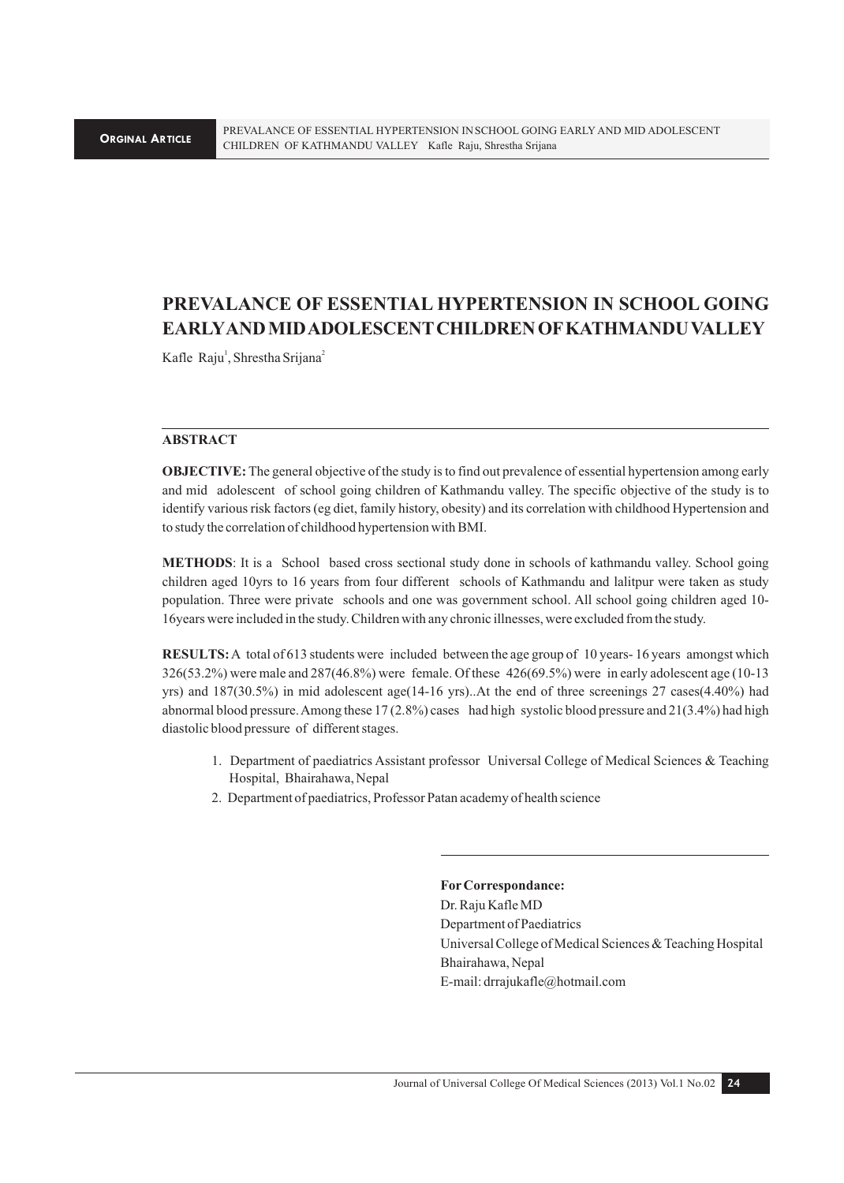# PREVALANCE OF ESSENTIAL HYPERTENSION IN SCHOOL GOING EARLY AND MID ADOLESCENT CHILDREN OF KATHMANDU VALLEY

Kafle Raju[1], Shrestha Srijana[2]

## ABSTRACT

**OBJECTIVE:** The general objective of the study is to find out prevalence of essential hypertension among early and mid adolescent of school going children of Kathmandu valley. The specific objective of the study is to identify various risk factors (eg diet, family history, obesity) and its correlation with childhood Hypertension and to study the correlation of childhood hypertension with BMI.

**METHODS**: It is a School based cross sectional study done in schools of kathmandu valley. School going children aged 10yrs to 16 years from four different schools of Kathmandu and lalitpur were taken as study population. Three were private schools and one was government school. All school going children aged 10-16years were included in the study. Children with any chronic illnesses, were excluded from the study.

**RESULTS:** A total of 613 students were included between the age group of 10 years- 16 years amongst which 326(53.2%) were male and 287(46.8%) were female. Of these 426(69.5%) were in early adolescent age (10-13 yrs) and 187(30.5%) in mid adolescent age(14-16 yrs)..At the end of three screenings 27 cases(4.40%) had abnormal blood pressure. Among these 17 (2.8%) cases had high systolic blood pressure and 21(3.4%) had high diastolic blood pressure of different stages.

1. Department of paediatrics Assistant professor Universal College of Medical Sciences & Teaching Hospital, Bhairahawa, Nepal
2. Department of paediatrics, Professor Patan academy of health science

**For Correspondance:**
Dr. Raju Kafle MD
Department of Paediatrics
Universal College of Medical Sciences & Teaching Hospital
Bhairahawa, Nepal
E-mail: drrajukafle@hotmail.com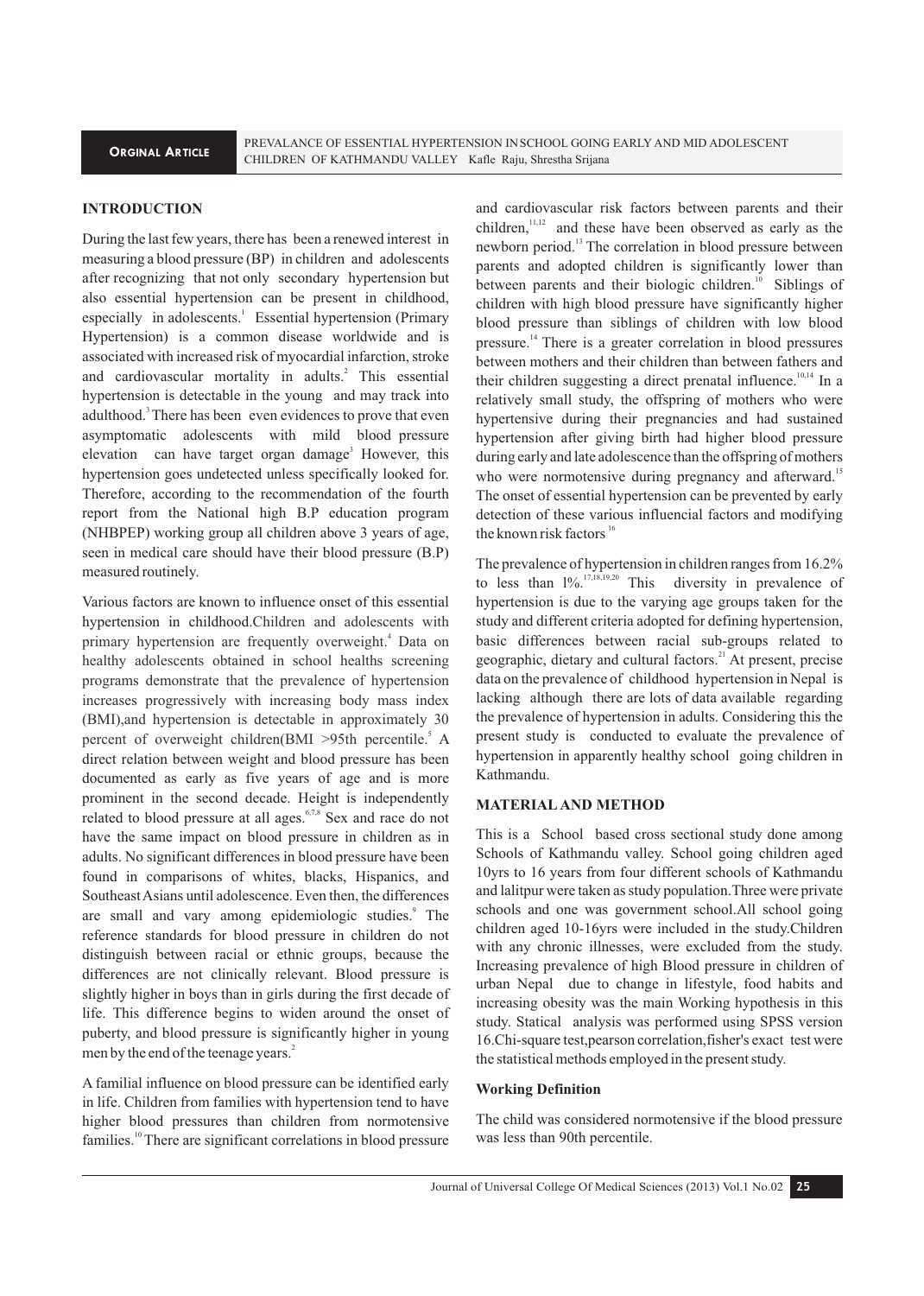## INTRODUCTION

During the last few years, there has been a renewed interest in measuring a blood pressure (BP) in children and adolescents after recognizing that not only secondary hypertension but also essential hypertension can be present in childhood, especially in adolescents.[1] Essential hypertension (Primary Hypertension) is a common disease worldwide and is associated with increased risk of myocardial infarction, stroke and cardiovascular mortality in adults.[2] This essential hypertension is detectable in the young and may track into adulthood.[3] There has been even evidences to prove that even asymptomatic adolescents with mild blood pressure elevation can have target organ damage[3] However, this hypertension goes undetected unless specifically looked for. Therefore, according to the recommendation of the fourth report from the National high B.P education program (NHBPEP) working group all children above 3 years of age, seen in medical care should have their blood pressure (B.P) measured routinely.

Various factors are known to influence onset of this essential hypertension in childhood.Children and adolescents with primary hypertension are frequently overweight.[4] Data on healthy adolescents obtained in school healths screening programs demonstrate that the prevalence of hypertension increases progressively with increasing body mass index (BMI),and hypertension is detectable in approximately 30 percent of overweight children(BMI >95th percentile.[5] A direct relation between weight and blood pressure has been documented as early as five years of age and is more prominent in the second decade. Height is independently related to blood pressure at all ages.[6,7,8] Sex and race do not have the same impact on blood pressure in children as in adults. No significant differences in blood pressure have been found in comparisons of whites, blacks, Hispanics, and Southeast Asians until adolescence. Even then, the differences are small and vary among epidemiologic studies.[9] The reference standards for blood pressure in children do not distinguish between racial or ethnic groups, because the differences are not clinically relevant. Blood pressure is slightly higher in boys than in girls during the first decade of life. This difference begins to widen around the onset of puberty, and blood pressure is significantly higher in young men by the end of the teenage years.[2]

A familial influence on blood pressure can be identified early in life. Children from families with hypertension tend to have higher blood pressures than children from normotensive families.[10] There are significant correlations in blood pressure and cardiovascular risk factors between parents and their children,[11,12] and these have been observed as early as the newborn period.[13] The correlation in blood pressure between parents and adopted children is significantly lower than between parents and their biologic children.[10] Siblings of children with high blood pressure have significantly higher blood pressure than siblings of children with low blood pressure.[14] There is a greater correlation in blood pressures between mothers and their children than between fathers and their children suggesting a direct prenatal influence.[10,14] In a relatively small study, the offspring of mothers who were hypertensive during their pregnancies and had sustained hypertension after giving birth had higher blood pressure during early and late adolescence than the offspring of mothers who were normotensive during pregnancy and afterward.[15] The onset of essential hypertension can be prevented by early detection of these various influencial factors and modifying the known risk factors [16]

The prevalence of hypertension in children ranges from 16.2% to less than 1%.[17,18,19,20] This diversity in prevalence of hypertension is due to the varying age groups taken for the study and different criteria adopted for defining hypertension, basic differences between racial sub-groups related to geographic, dietary and cultural factors.[21] At present, precise data on the prevalence of childhood hypertension in Nepal is lacking although there are lots of data available regarding the prevalence of hypertension in adults. Considering this the present study is conducted to evaluate the prevalence of hypertension in apparently healthy school going children in Kathmandu.

## MATERIAL AND METHOD

This is a School based cross sectional study done among Schools of Kathmandu valley. School going children aged 10yrs to 16 years from four different schools of Kathmandu and lalitpur were taken as study population.Three were private schools and one was government school.All school going children aged 10-16yrs were included in the study.Children with any chronic illnesses, were excluded from the study. Increasing prevalence of high Blood pressure in children of urban Nepal due to change in lifestyle, food habits and increasing obesity was the main Working hypothesis in this study. Statical analysis was performed using SPSS version 16.Chi-square test,pearson correlation,fisher's exact test were the statistical methods employed in the present study.

### Working Definition

The child was considered normotensive if the blood pressure was less than 90th percentile.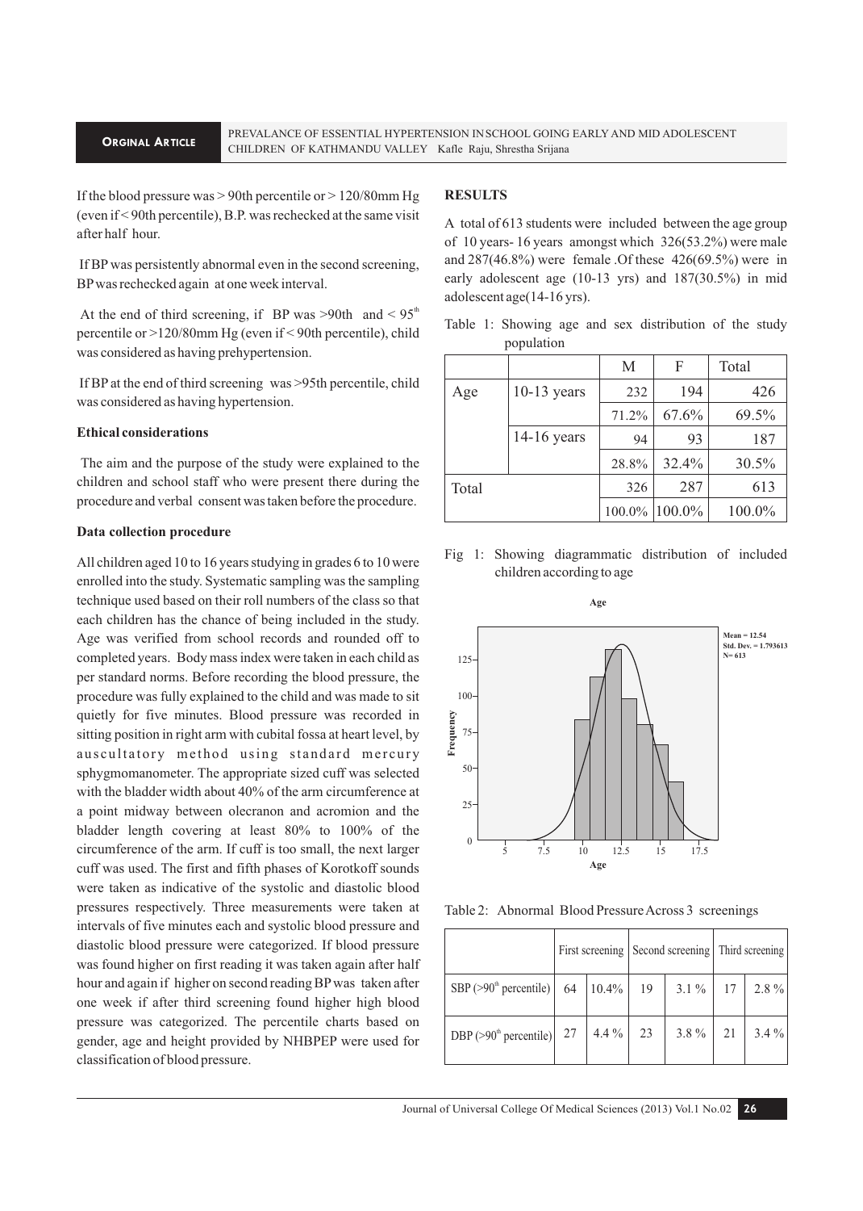If the blood pressure was > 90th percentile or > 120/80mm Hg (even if < 90th percentile), B.P. was rechecked at the same visit after half hour.

If BP was persistently abnormal even in the second screening, BP was rechecked again at one week interval.

At the end of third screening, if BP was >90th and < $95^{th}$ percentile or >120/80mm Hg (even if < 90th percentile), child was considered as having prehypertension.

If BP at the end of third screening was >95th percentile, child was considered as having hypertension.

**Ethical considerations**

The aim and the purpose of the study were explained to the children and school staff who were present there during the procedure and verbal consent was taken before the procedure.

**Data collection procedure**

All children aged 10 to 16 years studying in grades 6 to 10 were enrolled into the study. Systematic sampling was the sampling technique used based on their roll numbers of the class so that each children has the chance of being included in the study. Age was verified from school records and rounded off to completed years. Body mass index were taken in each child as per standard norms. Before recording the blood pressure, the procedure was fully explained to the child and was made to sit quietly for five minutes. Blood pressure was recorded in sitting position in right arm with cubital fossa at heart level, by auscultatory method using standard mercury sphygmomanometer. The appropriate sized cuff was selected with the bladder width about 40% of the arm circumference at a point midway between olecranon and acromion and the bladder length covering at least 80% to 100% of the circumference of the arm. If cuff is too small, the next larger cuff was used. The first and fifth phases of Korotkoff sounds were taken as indicative of the systolic and diastolic blood pressures respectively. Three measurements were taken at intervals of five minutes each and systolic blood pressure and diastolic blood pressure were categorized. If blood pressure was found higher on first reading it was taken again after half hour and again if higher on second reading BP was taken after one week if after third screening found higher high blood pressure was categorized. The percentile charts based on gender, age and height provided by NHBPEP were used for classification of blood pressure.

**RESULTS**

A total of 613 students were included between the age group of 10 years- 16 years amongst which 326(53.2%) were male and 287(46.8%) were female .Of these 426(69.5%) were in early adolescent age (10-13 yrs) and 187(30.5%) in mid adolescent age(14-16 yrs).

Table 1: Showing age and sex distribution of the study population

| | | M | F | Total |
|---|---|---|---|---|
| Age | 10-13 years | 232 | 194 | 426 |
| | | 71.2% | 67.6% | 69.5% |
| | 14-16 years | 94 | 93 | 187 |
| | | 28.8% | 32.4% | 30.5% |
| Total | | 326 | 287 | 613 |
| | | 100.0% | 100.0% | 100.0% |

Fig 1: Showing diagrammatic distribution of included children according to age

Table 2: Abnormal Blood Pressure Across 3 screenings

| | First screening | | Second screening | | Third screening | |
|---|---|---|---|---|---|---|
| SBP (>$90^{th}$ percentile) | 64 | 10.4% | 19 | 3.1 % | 17 | 2.8 % |
| DBP (>$90^{th}$ percentile) | 27 | 4.4 % | 23 | 3.8 % | 21 | 3.4 % |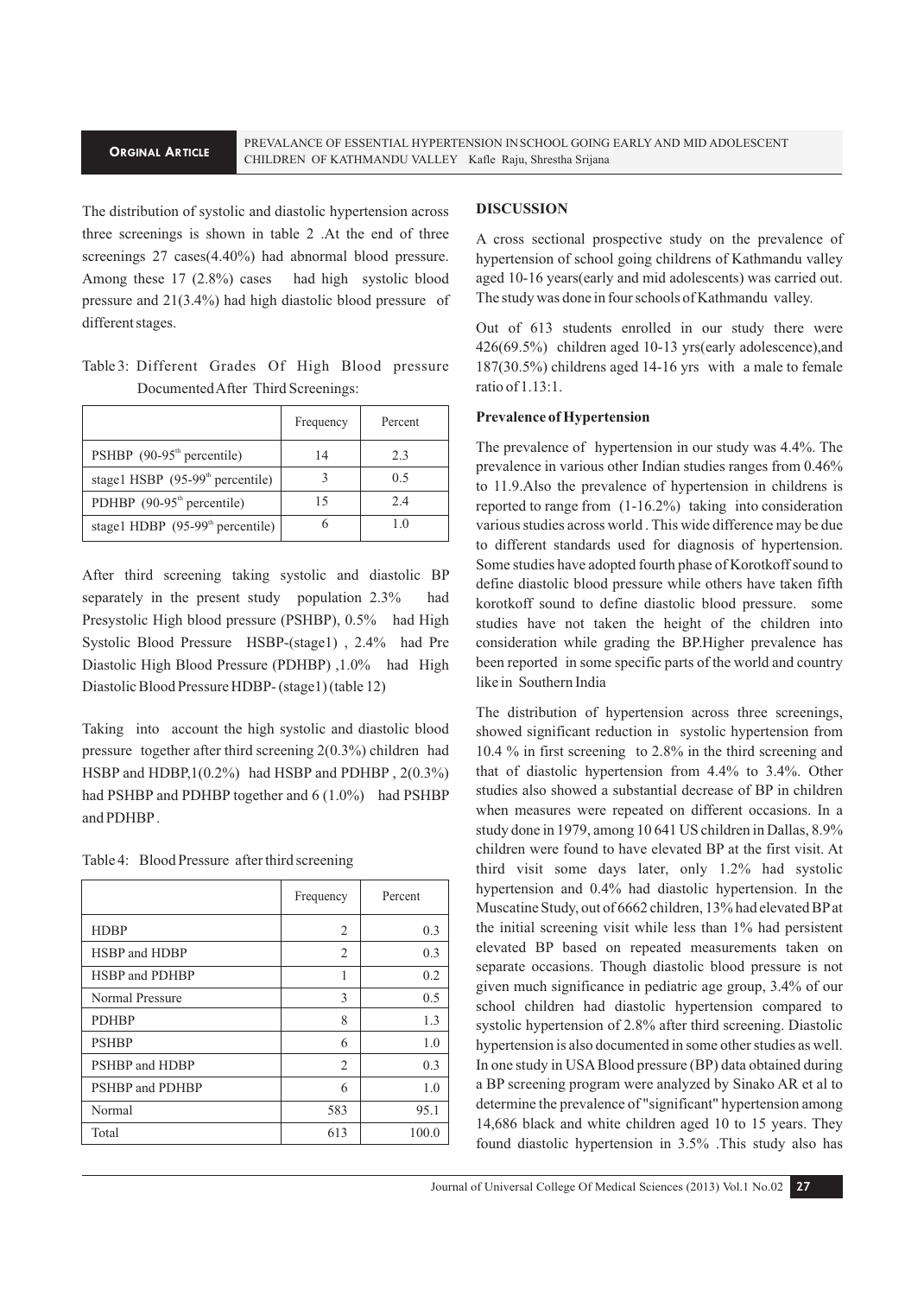The distribution of systolic and diastolic hypertension across three screenings is shown in table 2 .At the end of three screenings 27 cases(4.40%) had abnormal blood pressure. Among these 17 (2.8%) cases had high systolic blood pressure and 21(3.4%) had high diastolic blood pressure of different stages.

Table 3: Different Grades Of High Blood pressure Documented After Third Screenings:

| | Frequency | Percent |
|---|---|---|
| PSHBP (90-95th percentile) | 14 | 2.3 |
| stage1 HSBP (95-99th percentile) | 3 | 0.5 |
| PDHBP (90-95th percentile) | 15 | 2.4 |
| stage1 HDBP (95-99th percentile) | 6 | 1.0 |

After third screening taking systolic and diastolic BP separately in the present study population 2.3% had Presystolic High blood pressure (PSHBP), 0.5% had High Systolic Blood Pressure HSBP-(stage1) , 2.4% had Pre Diastolic High Blood Pressure (PDHBP) ,1.0% had High Diastolic Blood Pressure HDBP- (stage1) (table 12)

Taking into account the high systolic and diastolic blood pressure together after third screening 2(0.3%) children had HSBP and HDBP,1(0.2%) had HSBP and PDHBP , 2(0.3%) had PSHBP and PDHBP together and 6 (1.0%) had PSHBP and PDHBP .

Table 4: Blood Pressure after third screening

| | Frequency | Percent |
|---|---|---|
| HDBP | 2 | 0.3 |
| HSBP and HDBP | 2 | 0.3 |
| HSBP and PDHBP | 1 | 0.2 |
| Normal Pressure | 3 | 0.5 |
| PDHBP | 8 | 1.3 |
| PSHBP | 6 | 1.0 |
| PSHBP and HDBP | 2 | 0.3 |
| PSHBP and PDHBP | 6 | 1.0 |
| Normal | 583 | 95.1 |
| Total | 613 | 100.0 |

## DISCUSSION

A cross sectional prospective study on the prevalence of hypertension of school going childrens of Kathmandu valley aged 10-16 years(early and mid adolescents) was carried out. The study was done in four schools of Kathmandu valley.

Out of 613 students enrolled in our study there were 426(69.5%) children aged 10-13 yrs(early adolescence),and 187(30.5%) childrens aged 14-16 yrs with a male to female ratio of 1.13:1.

### Prevalence of Hypertension

The prevalence of hypertension in our study was 4.4%. The prevalence in various other Indian studies ranges from 0.46% to 11.9.Also the prevalence of hypertension in childrens is reported to range from (1-16.2%) taking into consideration various studies across world . This wide difference may be due to different standards used for diagnosis of hypertension. Some studies have adopted fourth phase of Korotkoff sound to define diastolic blood pressure while others have taken fifth korotkoff sound to define diastolic blood pressure. some studies have not taken the height of the children into consideration while grading the BP.Higher prevalence has been reported in some specific parts of the world and country like in Southern India

The distribution of hypertension across three screenings, showed significant reduction in systolic hypertension from 10.4 % in first screening to 2.8% in the third screening and that of diastolic hypertension from 4.4% to 3.4%. Other studies also showed a substantial decrease of BP in children when measures were repeated on different occasions. In a study done in 1979, among 10 641 US children in Dallas, 8.9% children were found to have elevated BP at the first visit. At third visit some days later, only 1.2% had systolic hypertension and 0.4% had diastolic hypertension. In the Muscatine Study, out of 6662 children, 13% had elevated BP at the initial screening visit while less than 1% had persistent elevated BP based on repeated measurements taken on separate occasions. Though diastolic blood pressure is not given much significance in pediatric age group, 3.4% of our school children had diastolic hypertension compared to systolic hypertension of 2.8% after third screening. Diastolic hypertension is also documented in some other studies as well. In one study in USA Blood pressure (BP) data obtained during a BP screening program were analyzed by Sinako AR et al to determine the prevalence of "significant" hypertension among 14,686 black and white children aged 10 to 15 years. They found diastolic hypertension in 3.5% .This study also has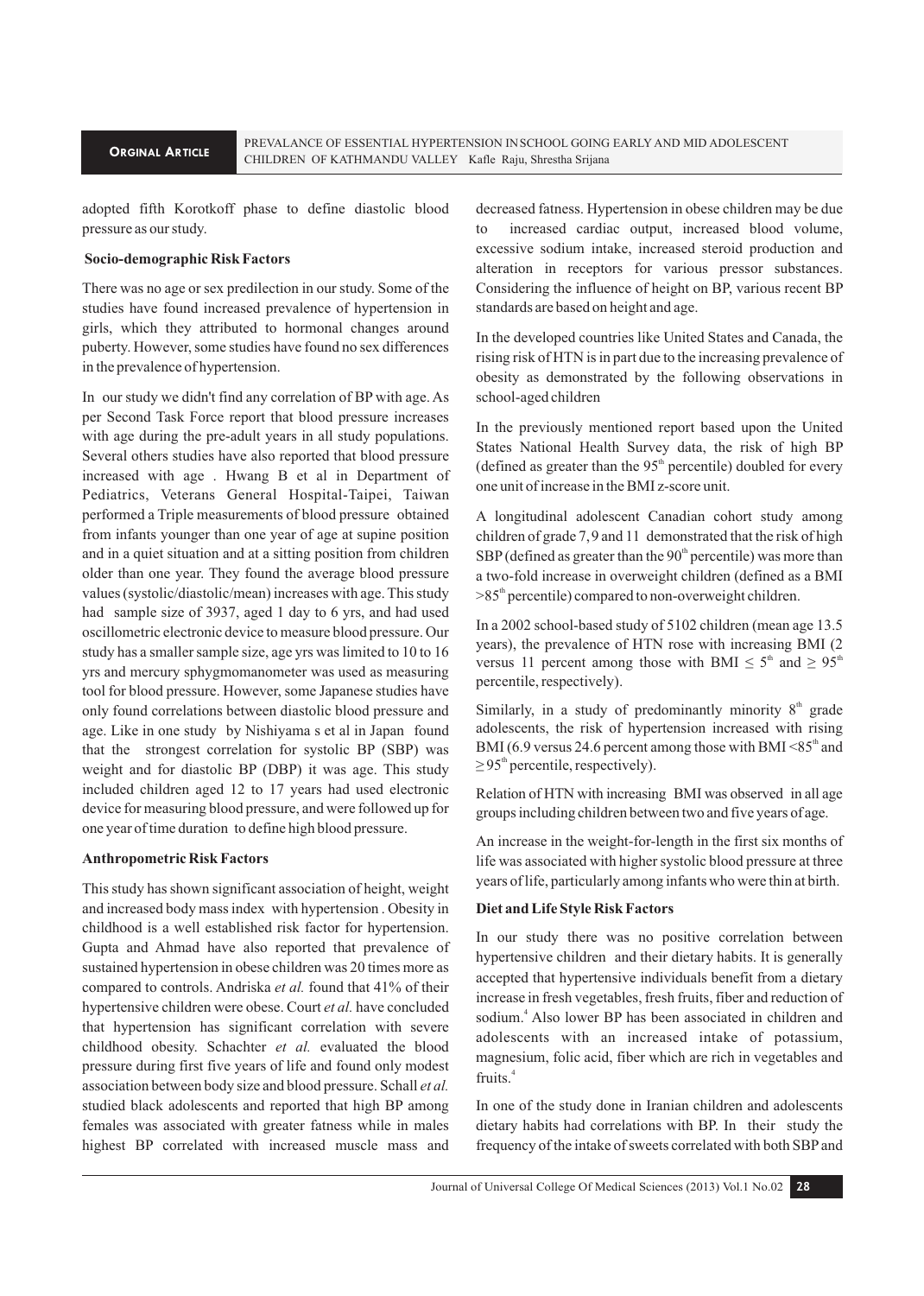adopted fifth Korotkoff phase to define diastolic blood pressure as our study.

### Socio-demographic Risk Factors

There was no age or sex predilection in our study. Some of the studies have found increased prevalence of hypertension in girls, which they attributed to hormonal changes around puberty. However, some studies have found no sex differences in the prevalence of hypertension.

In our study we didn't find any correlation of BP with age. As per Second Task Force report that blood pressure increases with age during the pre-adult years in all study populations. Several others studies have also reported that blood pressure increased with age . Hwang B et al in Department of Pediatrics, Veterans General Hospital-Taipei, Taiwan performed a Triple measurements of blood pressure obtained from infants younger than one year of age at supine position and in a quiet situation and at a sitting position from children older than one year. They found the average blood pressure values (systolic/diastolic/mean) increases with age. This study had sample size of 3937, aged 1 day to 6 yrs, and had used oscillometric electronic device to measure blood pressure. Our study has a smaller sample size, age yrs was limited to 10 to 16 yrs and mercury sphygmomanometer was used as measuring tool for blood pressure. However, some Japanese studies have only found correlations between diastolic blood pressure and age. Like in one study by Nishiyama s et al in Japan found that the strongest correlation for systolic BP (SBP) was weight and for diastolic BP (DBP) it was age. This study included children aged 12 to 17 years had used electronic device for measuring blood pressure, and were followed up for one year of time duration to define high blood pressure.

### Anthropometric Risk Factors

This study has shown significant association of height, weight and increased body mass index with hypertension . Obesity in childhood is a well established risk factor for hypertension. Gupta and Ahmad have also reported that prevalence of sustained hypertension in obese children was 20 times more as compared to controls. Andriska *et al.* found that 41% of their hypertensive children were obese. Court *et al.* have concluded that hypertension has significant correlation with severe childhood obesity. Schachter *et al.* evaluated the blood pressure during first five years of life and found only modest association between body size and blood pressure. Schall *et al.* studied black adolescents and reported that high BP among females was associated with greater fatness while in males highest BP correlated with increased muscle mass and decreased fatness. Hypertension in obese children may be due to increased cardiac output, increased blood volume, excessive sodium intake, increased steroid production and alteration in receptors for various pressor substances. Considering the influence of height on BP, various recent BP standards are based on height and age.

In the developed countries like United States and Canada, the rising risk of HTN is in part due to the increasing prevalence of obesity as demonstrated by the following observations in school-aged children

In the previously mentioned report based upon the United States National Health Survey data, the risk of high BP (defined as greater than the $95^{th}$ percentile) doubled for every one unit of increase in the BMI z-score unit.

A longitudinal adolescent Canadian cohort study among children of grade 7, 9 and 11 demonstrated that the risk of high SBP (defined as greater than the $90^{th}$ percentile) was more than a two-fold increase in overweight children (defined as a BMI $>85^{th}$ percentile) compared to non-overweight children.

In a 2002 school-based study of 5102 children (mean age 13.5 years), the prevalence of HTN rose with increasing BMI (2 versus 11 percent among those with BMI $\leq 5^{th}$ and $\geq 95^{th}$ percentile, respectively).

Similarly, in a study of predominantly minority $8^{th}$ grade adolescents, the risk of hypertension increased with rising BMI (6.9 versus 24.6 percent among those with BMI $<85^{th}$ and $\geq 95^{th}$ percentile, respectively).

Relation of HTN with increasing BMI was observed in all age groups including children between two and five years of age.

An increase in the weight-for-length in the first six months of life was associated with higher systolic blood pressure at three years of life, particularly among infants who were thin at birth.

### Diet and Life Style Risk Factors

In our study there was no positive correlation between hypertensive children and their dietary habits. It is generally accepted that hypertensive individuals benefit from a dietary increase in fresh vegetables, fresh fruits, fiber and reduction of sodium.[4] Also lower BP has been associated in children and adolescents with an increased intake of potassium, magnesium, folic acid, fiber which are rich in vegetables and fruits.[4]

In one of the study done in Iranian children and adolescents dietary habits had correlations with BP. In their study the frequency of the intake of sweets correlated with both SBP and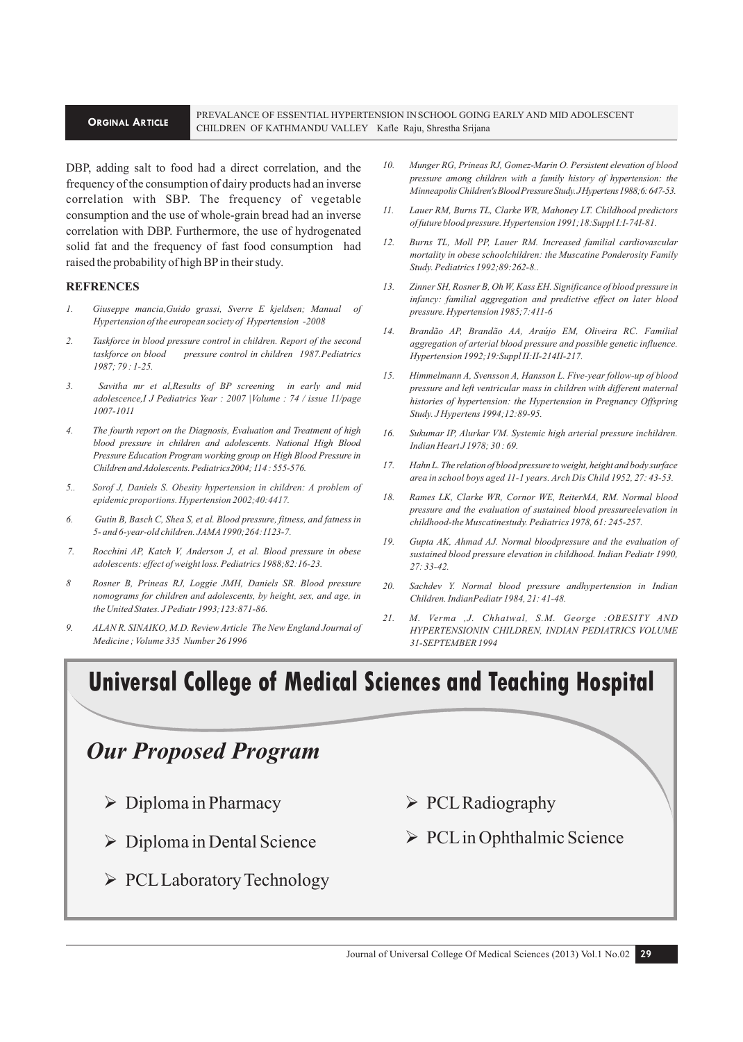DBP, adding salt to food had a direct correlation, and the frequency of the consumption of dairy products had an inverse correlation with SBP. The frequency of vegetable consumption and the use of whole-grain bread had an inverse correlation with DBP. Furthermore, the use of hydrogenated solid fat and the frequency of fast food consumption had raised the probability of high BP in their study.

**REFRENCES**

1. *Giuseppe mancia,Guido grassi, Sverre E kjeldsen; Manual of Hypertension of the european society of Hypertension -2008*
2. *Taskforce in blood pressure control in children. Report of the second taskforce on blood pressure control in children 1987.Pediatrics 1987; 79 : 1-25.*
3. *Savitha mr et al,Results of BP screening in early and mid adolescence,I J Pediatrics Year : 2007 |Volume : 74 / issue 11/page 1007-1011*
4. *The fourth report on the Diagnosis, Evaluation and Treatment of high blood pressure in children and adolescents. National High Blood Pressure Education Program working group on High Blood Pressure in Children and Adolescents. Pediatrics2004; 114 : 555-576.*
5. *Sorof J, Daniels S. Obesity hypertension in children: A problem of epidemic proportions. Hypertension 2002;40:4417.*
6. *Gutin B, Basch C, Shea S, et al. Blood pressure, fitness, and fatness in 5- and 6-year-old children. JAMA 1990;264:1123-7.*
7. *Rocchini AP, Katch V, Anderson J, et al. Blood pressure in obese adolescents: effect of weight loss. Pediatrics 1988;82:16-23.*
8. *Rosner B, Prineas RJ, Loggie JMH, Daniels SR. Blood pressure nomograms for children and adolescents, by height, sex, and age, in the United States. J Pediatr 1993;123:871-86.*
9. *ALAN R. SINAIKO, M.D. Review Article The New England Journal of Medicine ; Volume 335 Number 26 1996*
10. *Munger RG, Prineas RJ, Gomez-Marin O. Persistent elevation of blood pressure among children with a family history of hypertension: the Minneapolis Children's Blood Pressure Study. J Hypertens 1988;6:647-53.*
11. *Lauer RM, Burns TL, Clarke WR, Mahoney LT. Childhood predictors of future blood pressure. Hypertension 1991;18:Suppl I:I-74I-81.*
12. *Burns TL, Moll PP, Lauer RM. Increased familial cardiovascular mortality in obese schoolchildren: the Muscatine Ponderosity Family Study. Pediatrics 1992;89:262-8..*
13. *Zinner SH, Rosner B, Oh W, Kass EH. Significance of blood pressure in infancy: familial aggregation and predictive effect on later blood pressure. Hypertension 1985;7:411-6*
14. *Brandão AP, Brandão AA, Araújo EM, Oliveira RC. Familial aggregation of arterial blood pressure and possible genetic influence. Hypertension 1992;19:Suppl II:II-214II-217.*
15. *Himmelmann A, Svensson A, Hansson L. Five-year follow-up of blood pressure and left ventricular mass in children with different maternal histories of hypertension: the Hypertension in Pregnancy Offspring Study. J Hypertens 1994;12:89-95.*
16. *Sukumar IP, Alurkar VM. Systemic high arterial pressure inchildren. Indian Heart J 1978; 30 : 69.*
17. *Hahn L. The relation of blood pressure to weight, height and body surface area in school boys aged 11-1 years. Arch Dis Child 1952, 27: 43-53.*
18. *Rames LK, Clarke WR, Cornor WE, ReiterMA, RM. Normal blood pressure and the evaluation of sustained blood pressureelevation in childhood-the Muscatinestudy. Pediatrics 1978, 61: 245-257.*
19. *Gupta AK, Ahmad AJ. Normal bloodpressure and the evaluation of sustained blood pressure elevation in childhood. Indian Pediatr 1990, 27: 33-42.*
20. *Sachdev Y. Normal blood pressure andhypertension in Indian Children. IndianPediatr 1984, 21: 41-48.*
21. *M. Verma ,J. Chhatwal, S.M. George :OBESITY AND HYPERTENSIONIN CHILDREN, INDIAN PEDIATRICS VOLUME 31-SEPTEMBER 1994*

# Universal College of Medical Sciences and Teaching Hospital

## *Our Proposed Program*

- Diploma in Pharmacy
- Diploma in Dental Science
- PCL Laboratory Technology
- PCL Radiography
- PCL in Ophthalmic Science